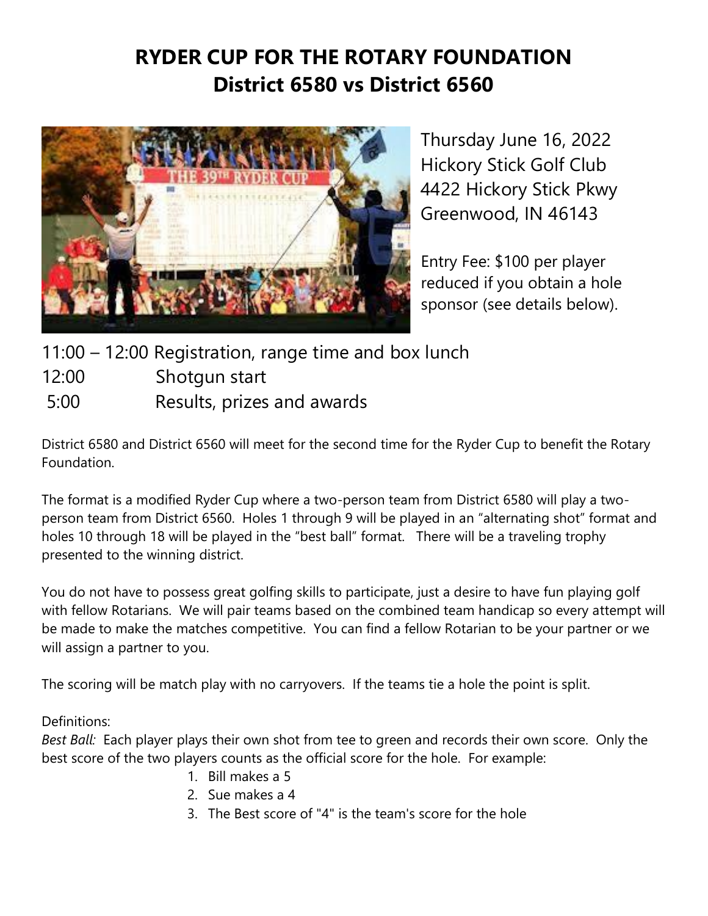# RYDER CUP FOR THE ROTARY FOUNDATION
## District 6580 vs District 6560

Thursday June 16, 2022
Hickory Stick Golf Club
4422 Hickory Stick Pkwy
Greenwood, IN 46143

Entry Fee: $100 per player reduced if you obtain a hole sponsor (see details below).

11:00 – 12:00 Registration, range time and box lunch
12:00 Shotgun start
5:00 Results, prizes and awards

District 6580 and District 6560 will meet for the second time for the Ryder Cup to benefit the Rotary Foundation.

The format is a modified Ryder Cup where a two-person team from District 6580 will play a two-person team from District 6560. Holes 1 through 9 will be played in an "alternating shot" format and holes 10 through 18 will be played in the "best ball" format. There will be a traveling trophy presented to the winning district.

You do not have to possess great golfing skills to participate, just a desire to have fun playing golf with fellow Rotarians. We will pair teams based on the combined team handicap so every attempt will be made to make the matches competitive. You can find a fellow Rotarian to be your partner or we will assign a partner to you.

The scoring will be match play with no carryovers. If the teams tie a hole the point is split.

Definitions:
*Best Ball:* Each player plays their own shot from tee to green and records their own score. Only the best score of the two players counts as the official score for the hole. For example:

1. Bill makes a 5
2. Sue makes a 4
3. The Best score of "4" is the team's score for the hole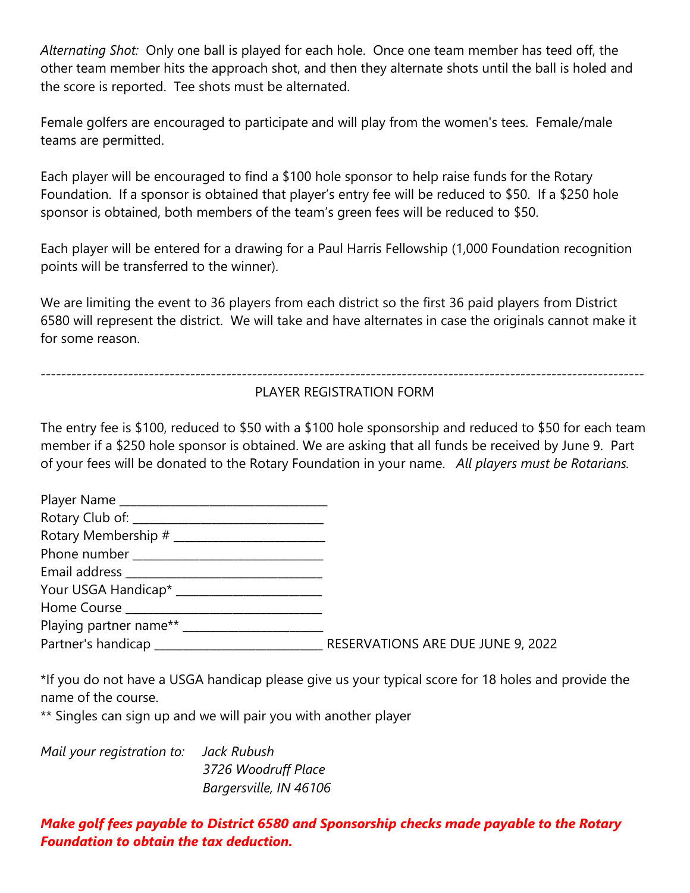*Alternating Shot:* Only one ball is played for each hole. Once one team member has teed off, the other team member hits the approach shot, and then they alternate shots until the ball is holed and the score is reported. Tee shots must be alternated.

Female golfers are encouraged to participate and will play from the women's tees. Female/male teams are permitted.

Each player will be encouraged to find a $100 hole sponsor to help raise funds for the Rotary Foundation. If a sponsor is obtained that player's entry fee will be reduced to $50. If a $250 hole sponsor is obtained, both members of the team's green fees will be reduced to $50.

Each player will be entered for a drawing for a Paul Harris Fellowship (1,000 Foundation recognition points will be transferred to the winner).

We are limiting the event to 36 players from each district so the first 36 paid players from District 6580 will represent the district. We will take and have alternates in case the originals cannot make it for some reason.

---

PLAYER REGISTRATION FORM

The entry fee is $100, reduced to $50 with a $100 hole sponsorship and reduced to $50 for each team member if a $250 hole sponsor is obtained. We are asking that all funds be received by June 9. Part of your fees will be donated to the Rotary Foundation in your name. *All players must be Rotarians.*

Player Name ___________________________________
Rotary Club of: _______________________________
Rotary Membership # ________________________
Phone number _______________________________
Email address _______________________________
Your USGA Handicap* _______________________
Home Course ________________________________
Playing partner name** ______________________
Partner's handicap ___________________________ RESERVATIONS ARE DUE JUNE 9, 2022

*If you do not have a USGA handicap please give us your typical score for 18 holes and provide the name of the course.
** Singles can sign up and we will pair you with another player

*Mail your registration to:* *Jack Rubush*
*3726 Woodruff Place*
*Bargersville, IN 46106*

***Make golf fees payable to District 6580 and Sponsorship checks made payable to the Rotary Foundation to obtain the tax deduction.***